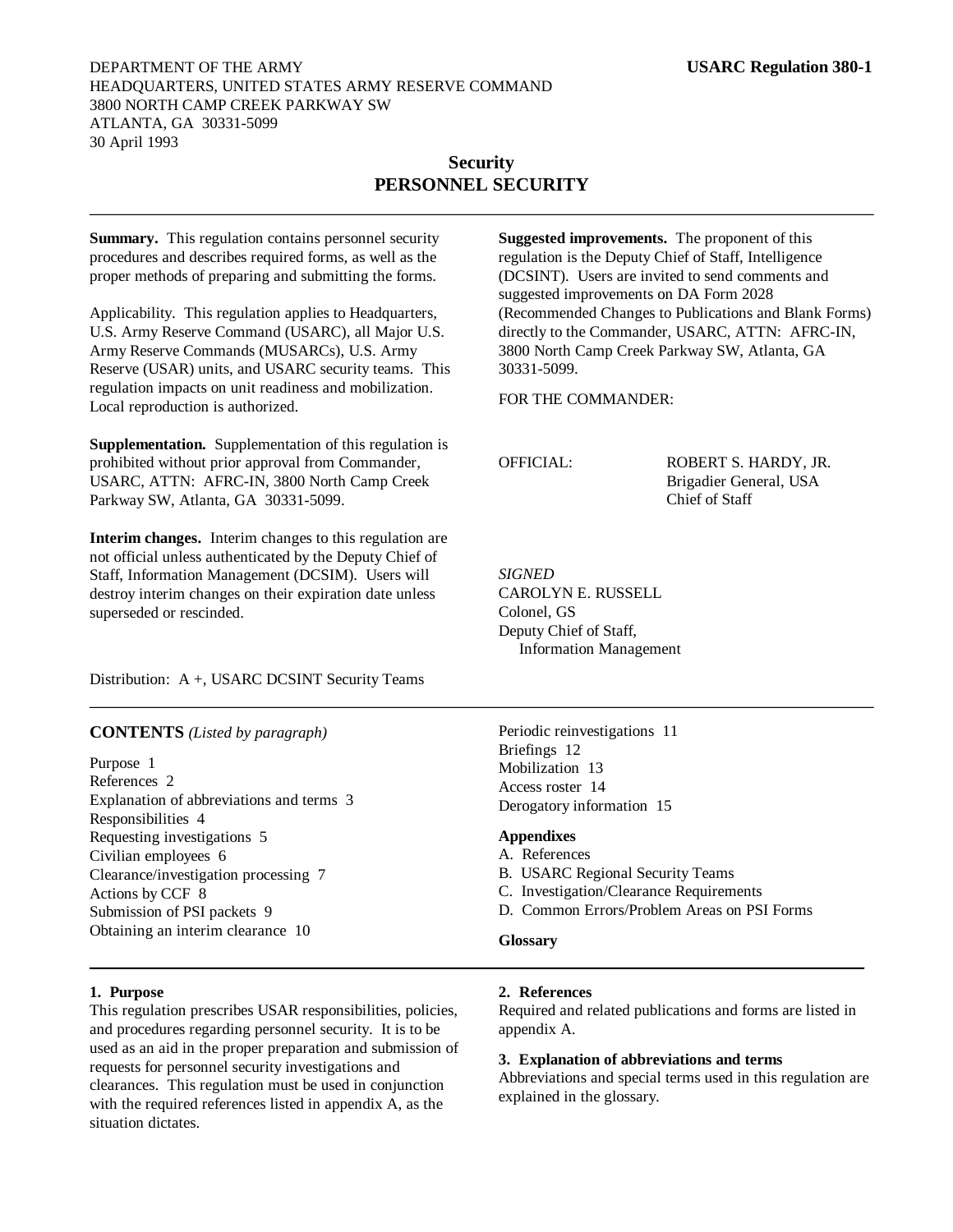DEPARTMENT OF THE ARMY
HEADQUARTERS, UNITED STATES ARMY RESERVE COMMAND
3800 NORTH CAMP CREEK PARKWAY SW
ATLANTA, GA 30331-5099
30 April 1993

**USARC Regulation 380-1**

# Security
# PERSONNEL SECURITY

**Summary.** This regulation contains personnel security procedures and describes required forms, as well as the proper methods of preparing and submitting the forms.

Applicability. This regulation applies to Headquarters, U.S. Army Reserve Command (USARC), all Major U.S. Army Reserve Commands (MUSARCs), U.S. Army Reserve (USAR) units, and USARC security teams. This regulation impacts on unit readiness and mobilization. Local reproduction is authorized.

**Supplementation.** Supplementation of this regulation is prohibited without prior approval from Commander, USARC, ATTN: AFRC-IN, 3800 North Camp Creek Parkway SW, Atlanta, GA 30331-5099.

**Interim changes.** Interim changes to this regulation are not official unless authenticated by the Deputy Chief of Staff, Information Management (DCSIM). Users will destroy interim changes on their expiration date unless superseded or rescinded.

**Suggested improvements.** The proponent of this regulation is the Deputy Chief of Staff, Intelligence (DCSINT). Users are invited to send comments and suggested improvements on DA Form 2028 (Recommended Changes to Publications and Blank Forms) directly to the Commander, USARC, ATTN: AFRC-IN, 3800 North Camp Creek Parkway SW, Atlanta, GA 30331-5099.

FOR THE COMMANDER:

OFFICIAL:

ROBERT S. HARDY, JR.
Brigadier General, USA
Chief of Staff

*SIGNED*
CAROLYN E. RUSSELL
Colonel, GS
Deputy Chief of Staff,
Information Management

Distribution: A +, USARC DCSINT Security Teams

**CONTENTS** *(Listed by paragraph)*

Purpose 1
References 2
Explanation of abbreviations and terms 3
Responsibilities 4
Requesting investigations 5
Civilian employees 6
Clearance/investigation processing 7
Actions by CCF 8
Submission of PSI packets 9
Obtaining an interim clearance 10
Periodic reinvestigations 11
Briefings 12
Mobilization 13
Access roster 14
Derogatory information 15

**Appendixes**
A. References
B. USARC Regional Security Teams
C. Investigation/Clearance Requirements
D. Common Errors/Problem Areas on PSI Forms

**Glossary**

## 1. Purpose

This regulation prescribes USAR responsibilities, policies, and procedures regarding personnel security. It is to be used as an aid in the proper preparation and submission of requests for personnel security investigations and clearances. This regulation must be used in conjunction with the required references listed in appendix A, as the situation dictates.

## 2. References

Required and related publications and forms are listed in appendix A.

## 3. Explanation of abbreviations and terms

Abbreviations and special terms used in this regulation are explained in the glossary.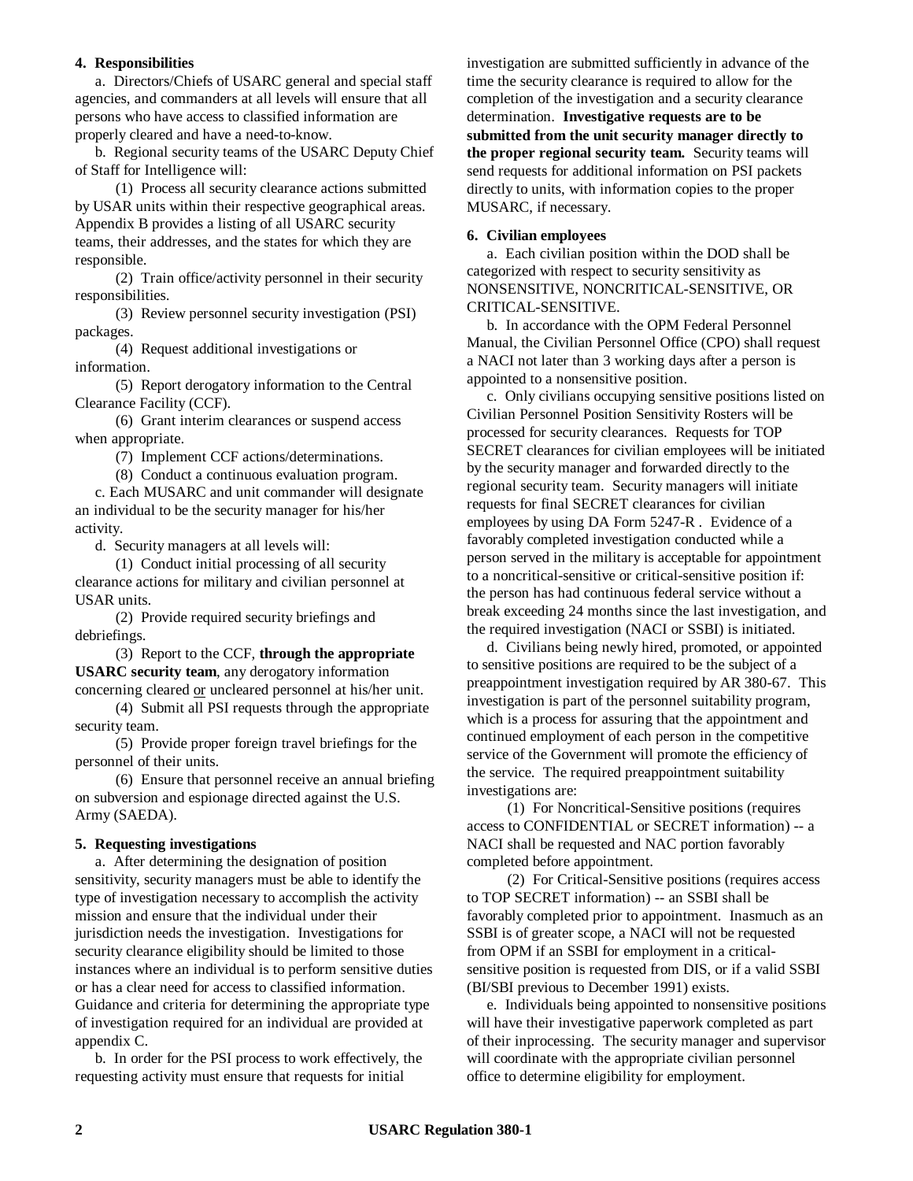## 4. Responsibilities

a. Directors/Chiefs of USARC general and special staff agencies, and commanders at all levels will ensure that all persons who have access to classified information are properly cleared and have a need-to-know.

b. Regional security teams of the USARC Deputy Chief of Staff for Intelligence will:

(1) Process all security clearance actions submitted by USAR units within their respective geographical areas. Appendix B provides a listing of all USARC security teams, their addresses, and the states for which they are responsible.

(2) Train office/activity personnel in their security responsibilities.

(3) Review personnel security investigation (PSI) packages.

(4) Request additional investigations or information.

(5) Report derogatory information to the Central Clearance Facility (CCF).

(6) Grant interim clearances or suspend access when appropriate.

(7) Implement CCF actions/determinations.

(8) Conduct a continuous evaluation program.

c. Each MUSARC and unit commander will designate an individual to be the security manager for his/her activity.

d. Security managers at all levels will:

(1) Conduct initial processing of all security clearance actions for military and civilian personnel at USAR units.

(2) Provide required security briefings and debriefings.

(3) Report to the CCF, **through the appropriate USARC security team**, any derogatory information concerning cleared <u>or</u> uncleared personnel at his/her unit.

(4) Submit all PSI requests through the appropriate security team.

(5) Provide proper foreign travel briefings for the personnel of their units.

(6) Ensure that personnel receive an annual briefing on subversion and espionage directed against the U.S. Army (SAEDA).

## 5. Requesting investigations

a. After determining the designation of position sensitivity, security managers must be able to identify the type of investigation necessary to accomplish the activity mission and ensure that the individual under their jurisdiction needs the investigation. Investigations for security clearance eligibility should be limited to those instances where an individual is to perform sensitive duties or has a clear need for access to classified information. Guidance and criteria for determining the appropriate type of investigation required for an individual are provided at appendix C.

b. In order for the PSI process to work effectively, the requesting activity must ensure that requests for initial investigation are submitted sufficiently in advance of the time the security clearance is required to allow for the completion of the investigation and a security clearance determination. **Investigative requests are to be submitted from the unit security manager directly to the proper regional security team.** Security teams will send requests for additional information on PSI packets directly to units, with information copies to the proper MUSARC, if necessary.

## 6. Civilian employees

a. Each civilian position within the DOD shall be categorized with respect to security sensitivity as NONSENSITIVE, NONCRITICAL-SENSITIVE, OR CRITICAL-SENSITIVE.

b. In accordance with the OPM Federal Personnel Manual, the Civilian Personnel Office (CPO) shall request a NACI not later than 3 working days after a person is appointed to a nonsensitive position.

c. Only civilians occupying sensitive positions listed on Civilian Personnel Position Sensitivity Rosters will be processed for security clearances. Requests for TOP SECRET clearances for civilian employees will be initiated by the security manager and forwarded directly to the regional security team. Security managers will initiate requests for final SECRET clearances for civilian employees by using DA Form 5247-R . Evidence of a favorably completed investigation conducted while a person served in the military is acceptable for appointment to a noncritical-sensitive or critical-sensitive position if: the person has had continuous federal service without a break exceeding 24 months since the last investigation, and the required investigation (NACI or SSBI) is initiated.

d. Civilians being newly hired, promoted, or appointed to sensitive positions are required to be the subject of a preappointment investigation required by AR 380-67. This investigation is part of the personnel suitability program, which is a process for assuring that the appointment and continued employment of each person in the competitive service of the Government will promote the efficiency of the service. The required preappointment suitability investigations are:

(1) For Noncritical-Sensitive positions (requires access to CONFIDENTIAL or SECRET information) -- a NACI shall be requested and NAC portion favorably completed before appointment.

(2) For Critical-Sensitive positions (requires access to TOP SECRET information) -- an SSBI shall be favorably completed prior to appointment. Inasmuch as an SSBI is of greater scope, a NACI will not be requested from OPM if an SSBI for employment in a critical-sensitive position is requested from DIS, or if a valid SSBI (BI/SBI previous to December 1991) exists.

e. Individuals being appointed to nonsensitive positions will have their investigative paperwork completed as part of their inprocessing. The security manager and supervisor will coordinate with the appropriate civilian personnel office to determine eligibility for employment.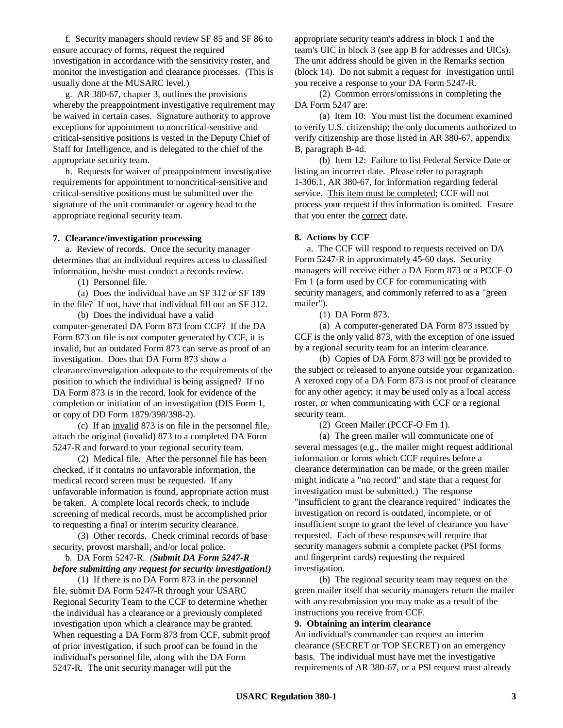f. Security managers should review SF 85 and SF 86 to ensure accuracy of forms, request the required investigation in accordance with the sensitivity roster, and monitor the investigation and clearance processes. (This is usually done at the MUSARC level.)

g. AR 380-67, chapter 3, outlines the provisions whereby the preappointment investigative requirement may be waived in certain cases. Signature authority to approve exceptions for appointment to noncritical-sensitive and critical-sensitive positions is vested in the Deputy Chief of Staff for Intelligence, and is delegated to the chief of the appropriate security team.

h. Requests for waiver of preappointment investigative requirements for appointment to noncritical-sensitive and critical-sensitive positions must be submitted over the signature of the unit commander or agency head to the appropriate regional security team.

**7. Clearance/investigation processing**

a. Review of records. Once the security manager determines that an individual requires access to classified information, he/she must conduct a records review.

(1) Personnel file.

(a) Does the individual have an SF 312 or SF 189 in the file? If not, have that individual fill out an SF 312.

(b) Does the individual have a valid computer-generated DA Form 873 from CCF? If the DA Form 873 on file is not computer generated by CCF, it is invalid, but an outdated Form 873 can serve as proof of an investigation. Does that DA Form 873 show a clearance/investigation adequate to the requirements of the position to which the individual is being assigned? If no DA Form 873 is in the record, look for evidence of the completion or initiation of an investigation (DIS Form 1, or copy of DD Form 1879/398/398-2).

(c) If an <u>invalid</u> 873 is on file in the personnel file, attach the <u>original</u> (invalid) 873 to a completed DA Form 5247-R and forward to your regional security team.

(2) Medical file. After the personnel file has been checked, if it contains no unfavorable information, the medical record screen must be requested. If any unfavorable information is found, appropriate action must be taken. A complete local records check, to include screening of medical records, must be accomplished prior to requesting a final or interim security clearance.

(3) Other records. Check criminal records of base security, provost marshall, and/or local police.

b. DA Form 5247-R. ***(Submit DA Form 5247-R before submitting any request for security investigation!)***

(1) If there is no DA Form 873 in the personnel file, submit DA Form 5247-R through your USARC Regional Security Team to the CCF to determine whether the individual has a clearance or a previously completed investigation upon which a clearance may be granted. When requesting a DA Form 873 from CCF, submit proof of prior investigation, if such proof can be found in the individual's personnel file, along with the DA Form 5247-R. The unit security manager will put the appropriate security team's address in block 1 and the team's UIC in block 3 (see app B for addresses and UICs). The unit address should be given in the Remarks section (block 14). Do not submit a request for investigation until you receive a response to your DA Form 5247-R.

(2) Common errors/omissions in completing the DA Form 5247 are:

(a) Item 10: You must list the document examined to verify U.S. citizenship; the only documents authorized to verify citizenship are those listed in AR 380-67, appendix B, paragraph B-4d.

(b) Item 12: Failure to list Federal Service Date or listing an incorrect date. Please refer to paragraph 1-306.1, AR 380-67, for information regarding federal service. <u>This item must be completed</u>; CCF will not process your request if this information is omitted. Ensure that you enter the <u>correct</u> date.

**8. Actions by CCF**

a. The CCF will respond to requests received on DA Form 5247-R in approximately 45-60 days. Security managers will receive either a DA Form 873 <u>or</u> a PCCF-O Fm 1 (a form used by CCF for communicating with security managers, and commonly referred to as a "green mailer").

(1) DA Form 873.

(a) A computer-generated DA Form 873 issued by CCF is the only valid 873, with the exception of one issued by a regional security team for an interim clearance.

(b) Copies of DA Form 873 will <u>not</u> be provided to the subject or released to anyone outside your organization. A xeroxed copy of a DA Form 873 is not proof of clearance for any other agency; it may be used only as a local access roster, or when communicating with CCF or a regional security team.

(2) Green Mailer (PCCF-O Fm 1).

(a) The green mailer will communicate one of several messages (e.g., the mailer might request additional information or forms which CCF requires before a clearance determination can be made, or the green mailer might indicate a "no record" and state that a request for investigation must be submitted.) The response "insufficient to grant the clearance required" indicates the investigation on record is outdated, incomplete, or of insufficient scope to grant the level of clearance you have requested. Each of these responses will require that security managers submit a complete packet (PSI forms and fingerprint cards) requesting the required investigation.

(b) The regional security team may request on the green mailer itself that security managers return the mailer with any resubmission you may make as a result of the instructions you receive from CCF.

**9. Obtaining an interim clearance**

An individual's commander can request an interim clearance (SECRET or TOP SECRET) on an emergency basis. The individual must have met the investigative requirements of AR 380-67, or a PSI request must already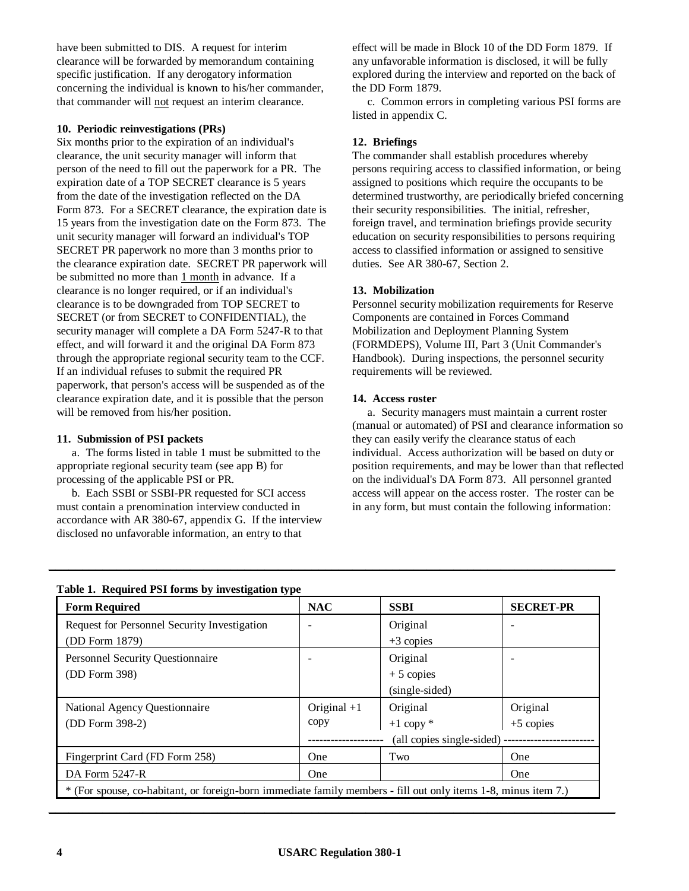have been submitted to DIS. A request for interim clearance will be forwarded by memorandum containing specific justification. If any derogatory information concerning the individual is known to his/her commander, that commander will not request an interim clearance.

**10. Periodic reinvestigations (PRs)**

Six months prior to the expiration of an individual's clearance, the unit security manager will inform that person of the need to fill out the paperwork for a PR. The expiration date of a TOP SECRET clearance is 5 years from the date of the investigation reflected on the DA Form 873. For a SECRET clearance, the expiration date is 15 years from the investigation date on the Form 873. The unit security manager will forward an individual's TOP SECRET PR paperwork no more than 3 months prior to the clearance expiration date. SECRET PR paperwork will be submitted no more than 1 month in advance. If a clearance is no longer required, or if an individual's clearance is to be downgraded from TOP SECRET to SECRET (or from SECRET to CONFIDENTIAL), the security manager will complete a DA Form 5247-R to that effect, and will forward it and the original DA Form 873 through the appropriate regional security team to the CCF. If an individual refuses to submit the required PR paperwork, that person's access will be suspended as of the clearance expiration date, and it is possible that the person will be removed from his/her position.

**11. Submission of PSI packets**

a. The forms listed in table 1 must be submitted to the appropriate regional security team (see app B) for processing of the applicable PSI or PR.

b. Each SSBI or SSBI-PR requested for SCI access must contain a prenomination interview conducted in accordance with AR 380-67, appendix G. If the interview disclosed no unfavorable information, an entry to that effect will be made in Block 10 of the DD Form 1879. If any unfavorable information is disclosed, it will be fully explored during the interview and reported on the back of the DD Form 1879.

c. Common errors in completing various PSI forms are listed in appendix C.

**12. Briefings**

The commander shall establish procedures whereby persons requiring access to classified information, or being assigned to positions which require the occupants to be determined trustworthy, are periodically briefed concerning their security responsibilities. The initial, refresher, foreign travel, and termination briefings provide security education on security responsibilities to persons requiring access to classified information or assigned to sensitive duties. See AR 380-67, Section 2.

**13. Mobilization**

Personnel security mobilization requirements for Reserve Components are contained in Forces Command Mobilization and Deployment Planning System (FORMDEPS), Volume III, Part 3 (Unit Commander's Handbook). During inspections, the personnel security requirements will be reviewed.

**14. Access roster**

a. Security managers must maintain a current roster (manual or automated) of PSI and clearance information so they can easily verify the clearance status of each individual. Access authorization will be based on duty or position requirements, and may be lower than that reflected on the individual's DA Form 873. All personnel granted access will appear on the access roster. The roster can be in any form, but must contain the following information:

**Table 1. Required PSI forms by investigation type**

| Form Required | NAC | SSBI | SECRET-PR |
|---|---|---|---|
| Request for Personnel Security Investigation (DD Form 1879) | - | Original +3 copies | - |
| Personnel Security Questionnaire (DD Form 398) | - | Original + 5 copies (single-sided) | - |
| National Agency Questionnaire (DD Form 398-2) | Original +1 copy | Original +1 copy * | Original +5 copies |
| | (all copies single-sided) | | |
| Fingerprint Card (FD Form 258) | One | Two | One |
| DA Form 5247-R | One | | One |

* (For spouse, co-habitant, or foreign-born immediate family members - fill out only items 1-8, minus item 7.)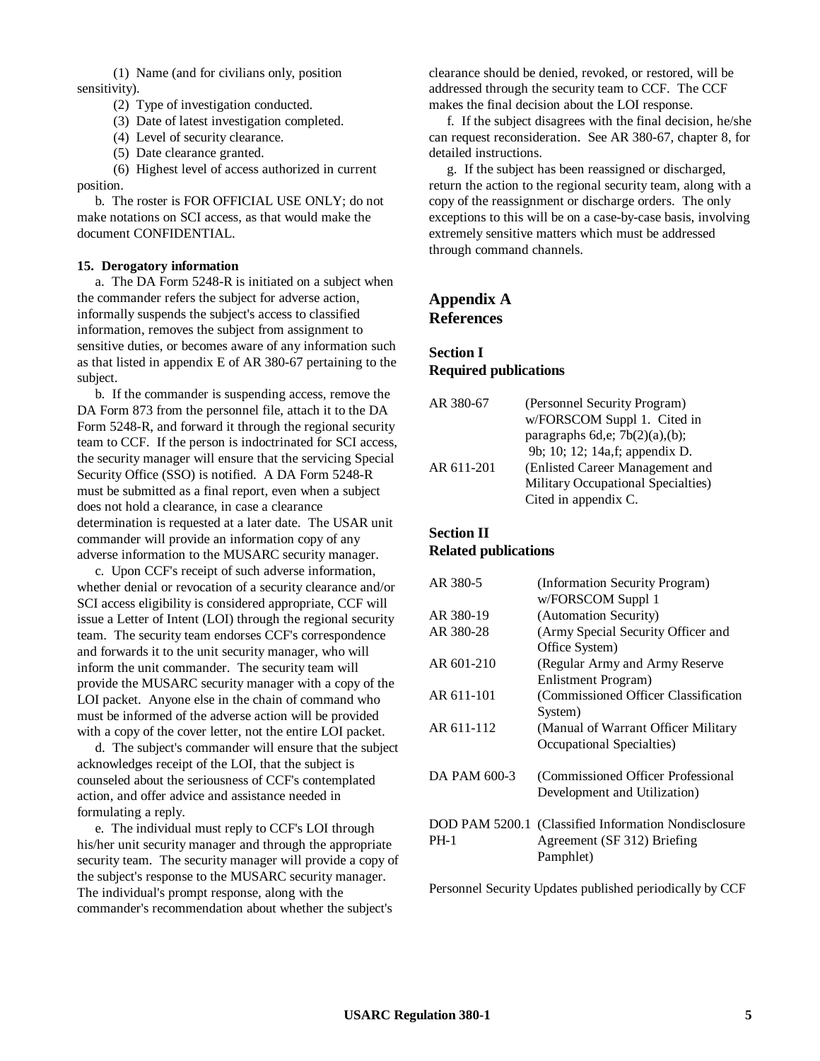(1) Name (and for civilians only, position sensitivity).

(2) Type of investigation conducted.

(3) Date of latest investigation completed.

(4) Level of security clearance.

(5) Date clearance granted.

(6) Highest level of access authorized in current position.

b. The roster is FOR OFFICIAL USE ONLY; do not make notations on SCI access, as that would make the document CONFIDENTIAL.

**15. Derogatory information**

a. The DA Form 5248-R is initiated on a subject when the commander refers the subject for adverse action, informally suspends the subject's access to classified information, removes the subject from assignment to sensitive duties, or becomes aware of any information such as that listed in appendix E of AR 380-67 pertaining to the subject.

b. If the commander is suspending access, remove the DA Form 873 from the personnel file, attach it to the DA Form 5248-R, and forward it through the regional security team to CCF. If the person is indoctrinated for SCI access, the security manager will ensure that the servicing Special Security Office (SSO) is notified. A DA Form 5248-R must be submitted as a final report, even when a subject does not hold a clearance, in case a clearance determination is requested at a later date. The USAR unit commander will provide an information copy of any adverse information to the MUSARC security manager.

c. Upon CCF's receipt of such adverse information, whether denial or revocation of a security clearance and/or SCI access eligibility is considered appropriate, CCF will issue a Letter of Intent (LOI) through the regional security team. The security team endorses CCF's correspondence and forwards it to the unit security manager, who will inform the unit commander. The security team will provide the MUSARC security manager with a copy of the LOI packet. Anyone else in the chain of command who must be informed of the adverse action will be provided with a copy of the cover letter, not the entire LOI packet.

d. The subject's commander will ensure that the subject acknowledges receipt of the LOI, that the subject is counseled about the seriousness of CCF's contemplated action, and offer advice and assistance needed in formulating a reply.

e. The individual must reply to CCF's LOI through his/her unit security manager and through the appropriate security team. The security manager will provide a copy of the subject's response to the MUSARC security manager. The individual's prompt response, along with the commander's recommendation about whether the subject's clearance should be denied, revoked, or restored, will be addressed through the security team to CCF. The CCF makes the final decision about the LOI response.

f. If the subject disagrees with the final decision, he/she can request reconsideration. See AR 380-67, chapter 8, for detailed instructions.

g. If the subject has been reassigned or discharged, return the action to the regional security team, along with a copy of the reassignment or discharge orders. The only exceptions to this will be on a case-by-case basis, involving extremely sensitive matters which must be addressed through command channels.

# Appendix A
# References

## Section I
## Required publications

| | |
|---|---|
| AR 380-67 | (Personnel Security Program) w/FORSCOM Suppl 1. Cited in paragraphs 6d,e; 7b(2)(a),(b); 9b; 10; 12; 14a,f; appendix D. |
| AR 611-201 | (Enlisted Career Management and Military Occupational Specialties) Cited in appendix C. |

## Section II
## Related publications

| | |
|---|---|
| AR 380-5 | (Information Security Program) w/FORSCOM Suppl 1 |
| AR 380-19 | (Automation Security) |
| AR 380-28 | (Army Special Security Officer and Office System) |
| AR 601-210 | (Regular Army and Army Reserve Enlistment Program) |
| AR 611-101 | (Commissioned Officer Classification System) |
| AR 611-112 | (Manual of Warrant Officer Military Occupational Specialties) |
| DA PAM 600-3 | (Commissioned Officer Professional Development and Utilization) |
| DOD PAM 5200.1 PH-1 | (Classified Information Nondisclosure Agreement (SF 312) Briefing Pamphlet) |

Personnel Security Updates published periodically by CCF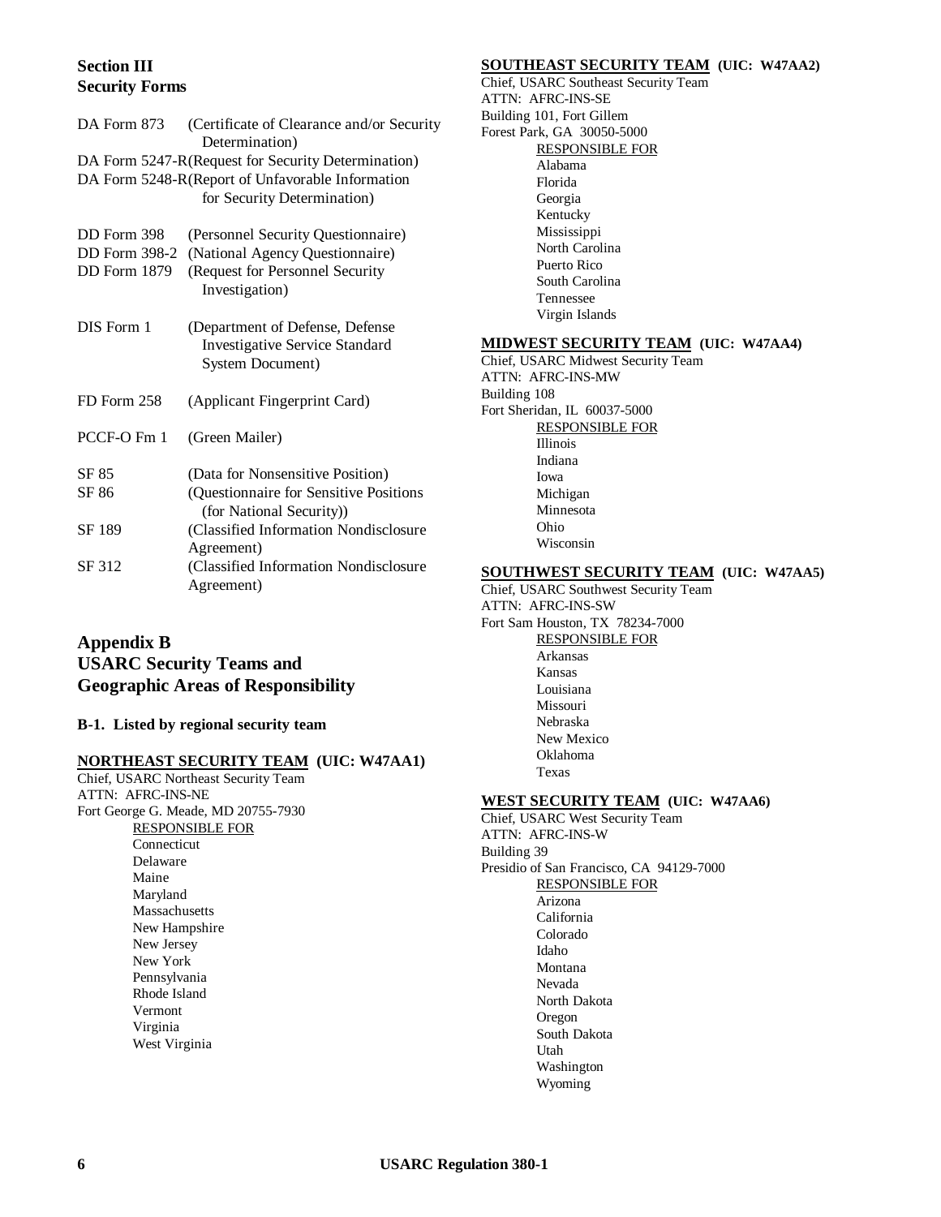## Section III
## Security Forms

| Form | Title |
| --- | --- |
| DA Form 873 | (Certificate of Clearance and/or Security Determination) |
| DA Form 5247-R | (Request for Security Determination) |
| DA Form 5248-R | (Report of Unfavorable Information for Security Determination) |
| DD Form 398 | (Personnel Security Questionnaire) |
| DD Form 398-2 | (National Agency Questionnaire) |
| DD Form 1879 | (Request for Personnel Security Investigation) |
| DIS Form 1 | (Department of Defense, Defense Investigative Service Standard System Document) |
| FD Form 258 | (Applicant Fingerprint Card) |
| PCCF-O Fm 1 | (Green Mailer) |
| SF 85 | (Data for Nonsensitive Position) |
| SF 86 | (Questionnaire for Sensitive Positions (for National Security)) |
| SF 189 | (Classified Information Nondisclosure Agreement) |
| SF 312 | (Classified Information Nondisclosure Agreement) |

# Appendix B
# USARC Security Teams and Geographic Areas of Responsibility

### B-1. Listed by regional security team

**NORTHEAST SECURITY TEAM (UIC: W47AA1)**

Chief, USARC Northeast Security Team
ATTN: AFRC-INS-NE
Fort George G. Meade, MD 20755-7930

RESPONSIBLE FOR
- Connecticut
- Delaware
- Maine
- Maryland
- Massachusetts
- New Hampshire
- New Jersey
- New York
- Pennsylvania
- Rhode Island
- Vermont
- Virginia
- West Virginia

**SOUTHEAST SECURITY TEAM (UIC: W47AA2)**

Chief, USARC Southeast Security Team
ATTN: AFRC-INS-SE
Building 101, Fort Gillem
Forest Park, GA 30050-5000

RESPONSIBLE FOR
- Alabama
- Florida
- Georgia
- Kentucky
- Mississippi
- North Carolina
- Puerto Rico
- South Carolina
- Tennessee
- Virgin Islands

**MIDWEST SECURITY TEAM (UIC: W47AA4)**

Chief, USARC Midwest Security Team
ATTN: AFRC-INS-MW
Building 108
Fort Sheridan, IL 60037-5000

RESPONSIBLE FOR
- Illinois
- Indiana
- Iowa
- Michigan
- Minnesota
- Ohio
- Wisconsin

**SOUTHWEST SECURITY TEAM (UIC: W47AA5)**

Chief, USARC Southwest Security Team
ATTN: AFRC-INS-SW
Fort Sam Houston, TX 78234-7000

RESPONSIBLE FOR
- Arkansas
- Kansas
- Louisiana
- Missouri
- Nebraska
- New Mexico
- Oklahoma
- Texas

**WEST SECURITY TEAM (UIC: W47AA6)**

Chief, USARC West Security Team
ATTN: AFRC-INS-W
Building 39
Presidio of San Francisco, CA 94129-7000

RESPONSIBLE FOR
- Arizona
- California
- Colorado
- Idaho
- Montana
- Nevada
- North Dakota
- Oregon
- South Dakota
- Utah
- Washington
- Wyoming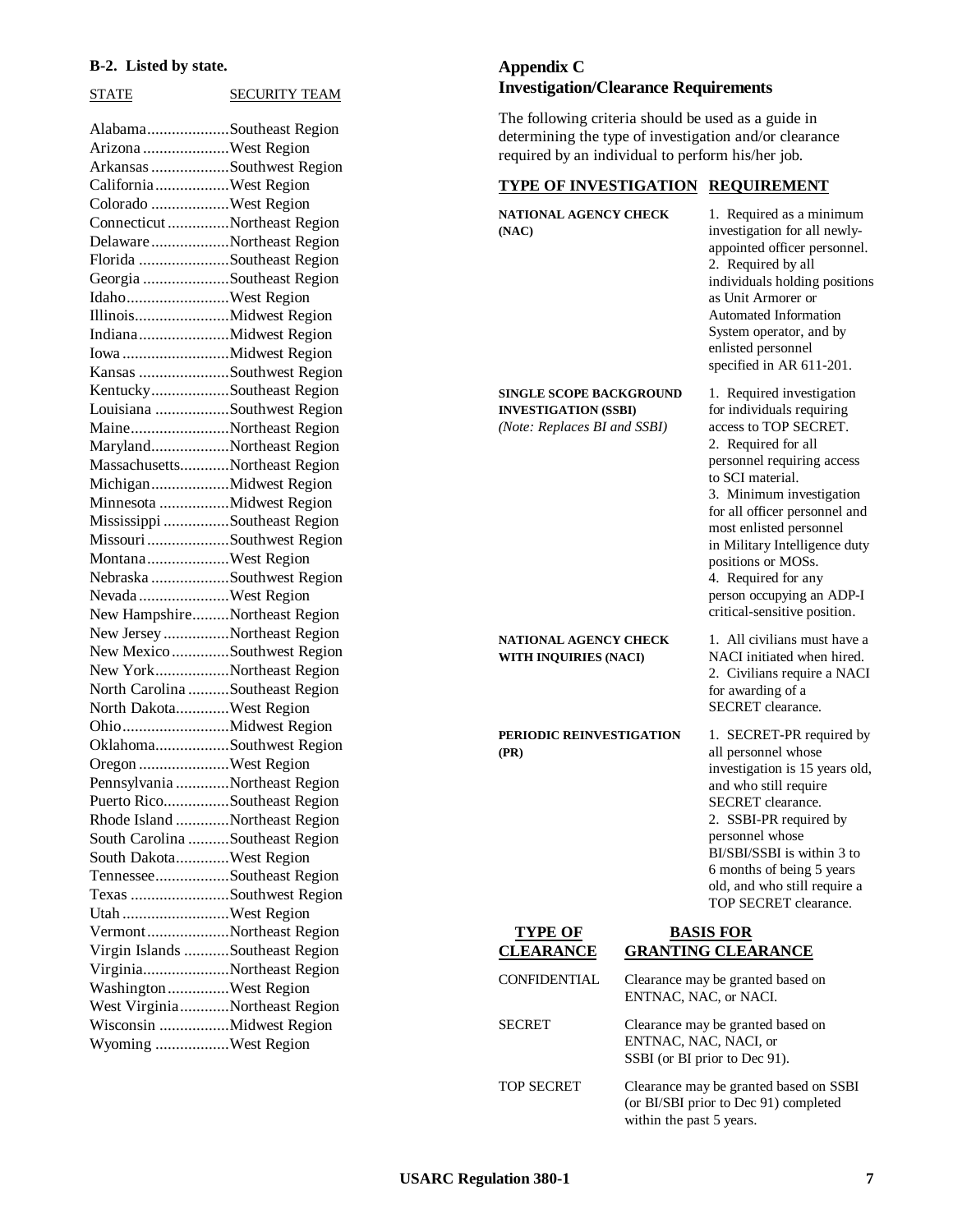**B-2. Listed by state.**

| STATE | SECURITY TEAM |
|---|---|
| Alabama | Southeast Region |
| Arizona | West Region |
| Arkansas | Southwest Region |
| California | West Region |
| Colorado | West Region |
| Connecticut | Northeast Region |
| Delaware | Northeast Region |
| Florida | Southeast Region |
| Georgia | Southeast Region |
| Idaho | West Region |
| Illinois | Midwest Region |
| Indiana | Midwest Region |
| Iowa | Midwest Region |
| Kansas | Southwest Region |
| Kentucky | Southeast Region |
| Louisiana | Southwest Region |
| Maine | Northeast Region |
| Maryland | Northeast Region |
| Massachusetts | Northeast Region |
| Michigan | Midwest Region |
| Minnesota | Midwest Region |
| Mississippi | Southeast Region |
| Missouri | Southwest Region |
| Montana | West Region |
| Nebraska | Southwest Region |
| Nevada | West Region |
| New Hampshire | Northeast Region |
| New Jersey | Northeast Region |
| New Mexico | Southwest Region |
| New York | Northeast Region |
| North Carolina | Southeast Region |
| North Dakota | West Region |
| Ohio | Midwest Region |
| Oklahoma | Southwest Region |
| Oregon | West Region |
| Pennsylvania | Northeast Region |
| Puerto Rico | Southeast Region |
| Rhode Island | Northeast Region |
| South Carolina | Southeast Region |
| South Dakota | West Region |
| Tennessee | Southeast Region |
| Texas | Southwest Region |
| Utah | West Region |
| Vermont | Northeast Region |
| Virgin Islands | Southeast Region |
| Virginia | Northeast Region |
| Washington | West Region |
| West Virginia | Northeast Region |
| Wisconsin | Midwest Region |
| Wyoming | West Region |

## Appendix C
## Investigation/Clearance Requirements

The following criteria should be used as a guide in determining the type of investigation and/or clearance required by an individual to perform his/her job.

| TYPE OF INVESTIGATION | REQUIREMENT |
|---|---|
| **NATIONAL AGENCY CHECK (NAC)** | 1. Required as a minimum investigation for all newly-appointed officer personnel. 2. Required by all individuals holding positions as Unit Armorer or Automated Information System operator, and by enlisted personnel specified in AR 611-201. |
| **SINGLE SCOPE BACKGROUND INVESTIGATION (SSBI)** *(Note: Replaces BI and SSBI)* | 1. Required investigation for individuals requiring access to TOP SECRET. 2. Required for all personnel requiring access to SCI material. 3. Minimum investigation for all officer personnel and most enlisted personnel in Military Intelligence duty positions or MOSs. 4. Required for any person occupying an ADP-I critical-sensitive position. |
| **NATIONAL AGENCY CHECK WITH INQUIRIES (NACI)** | 1. All civilians must have a NACI initiated when hired. 2. Civilians require a NACI for awarding of a SECRET clearance. |
| **PERIODIC REINVESTIGATION (PR)** | 1. SECRET-PR required by all personnel whose investigation is 15 years old, and who still require SECRET clearance. 2. SSBI-PR required by personnel whose BI/SBI/SSBI is within 3 to 6 months of being 5 years old, and who still require a TOP SECRET clearance. |

| TYPE OF CLEARANCE | BASIS FOR GRANTING CLEARANCE |
|---|---|
| CONFIDENTIAL | Clearance may be granted based on ENTNAC, NAC, or NACI. |
| SECRET | Clearance may be granted based on ENTNAC, NAC, NACI, or SSBI (or BI prior to Dec 91). |
| TOP SECRET | Clearance may be granted based on SSBI (or BI/SBI prior to Dec 91) completed within the past 5 years. |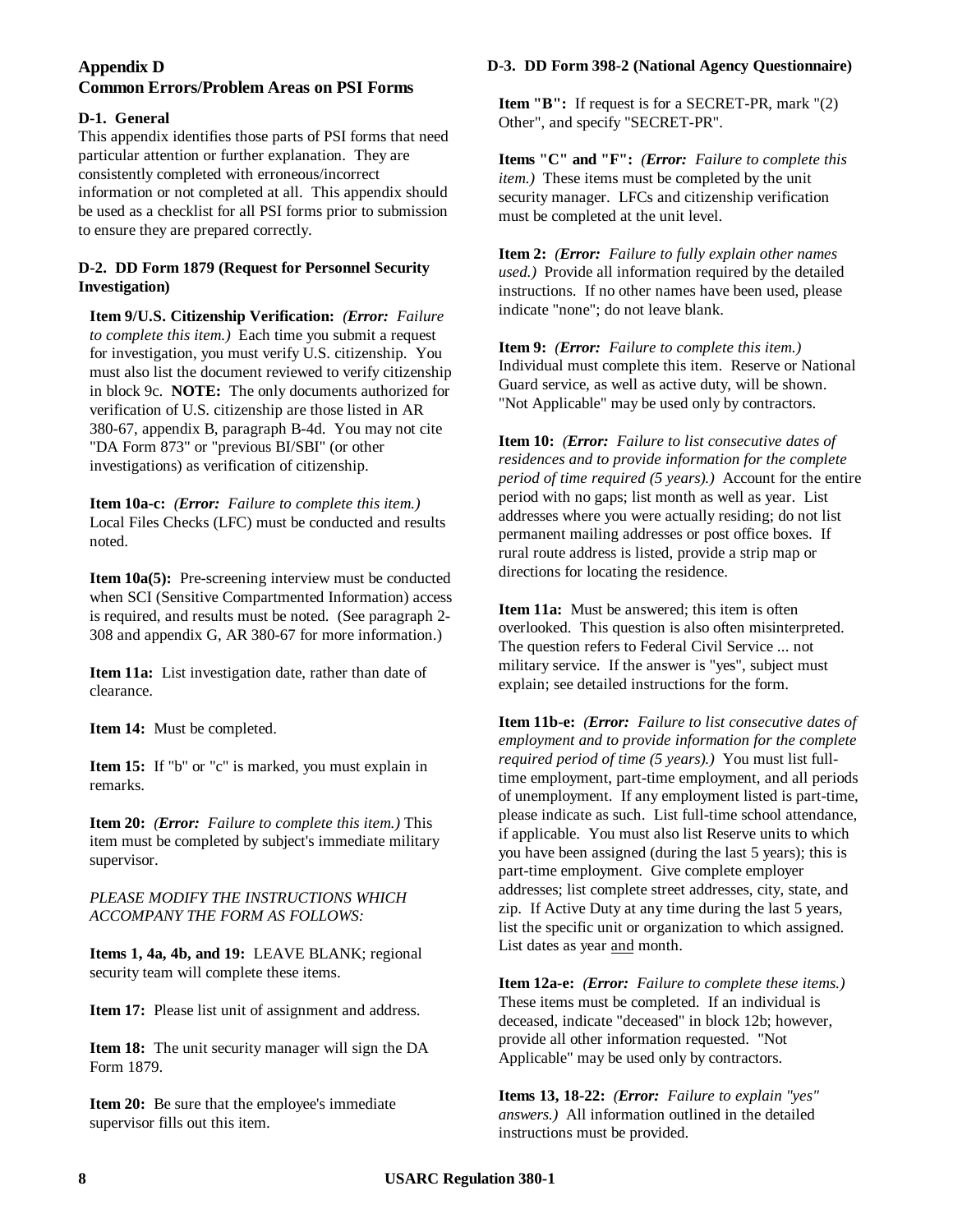## Appendix D
## Common Errors/Problem Areas on PSI Forms

### D-1. General

This appendix identifies those parts of PSI forms that need particular attention or further explanation. They are consistently completed with erroneous/incorrect information or not completed at all. This appendix should be used as a checklist for all PSI forms prior to submission to ensure they are prepared correctly.

### D-2. DD Form 1879 (Request for Personnel Security Investigation)

**Item 9/U.S. Citizenship Verification:** *(**Error:** Failure to complete this item.)* Each time you submit a request for investigation, you must verify U.S. citizenship. You must also list the document reviewed to verify citizenship in block 9c. **NOTE:** The only documents authorized for verification of U.S. citizenship are those listed in AR 380-67, appendix B, paragraph B-4d. You may not cite "DA Form 873" or "previous BI/SBI" (or other investigations) as verification of citizenship.

**Item 10a-c:** *(**Error:** Failure to complete this item.)* Local Files Checks (LFC) must be conducted and results noted.

**Item 10a(5):** Pre-screening interview must be conducted when SCI (Sensitive Compartmented Information) access is required, and results must be noted. (See paragraph 2-308 and appendix G, AR 380-67 for more information.)

**Item 11a:** List investigation date, rather than date of clearance.

**Item 14:** Must be completed.

**Item 15:** If "b" or "c" is marked, you must explain in remarks.

**Item 20:** *(**Error:** Failure to complete this item.)* This item must be completed by subject's immediate military supervisor.

*PLEASE MODIFY THE INSTRUCTIONS WHICH ACCOMPANY THE FORM AS FOLLOWS:*

**Items 1, 4a, 4b, and 19:** LEAVE BLANK; regional security team will complete these items.

**Item 17:** Please list unit of assignment and address.

**Item 18:** The unit security manager will sign the DA Form 1879.

**Item 20:** Be sure that the employee's immediate supervisor fills out this item.

### D-3. DD Form 398-2 (National Agency Questionnaire)

**Item "B":** If request is for a SECRET-PR, mark "(2) Other", and specify "SECRET-PR".

**Items "C" and "F":** *(**Error:** Failure to complete this item.)* These items must be completed by the unit security manager. LFCs and citizenship verification must be completed at the unit level.

**Item 2:** *(**Error:** Failure to fully explain other names used.)* Provide all information required by the detailed instructions. If no other names have been used, please indicate "none"; do not leave blank.

**Item 9:** *(**Error:** Failure to complete this item.)* Individual must complete this item. Reserve or National Guard service, as well as active duty, will be shown. "Not Applicable" may be used only by contractors.

**Item 10:** *(**Error:** Failure to list consecutive dates of residences and to provide information for the complete period of time required (5 years).)* Account for the entire period with no gaps; list month as well as year. List addresses where you were actually residing; do not list permanent mailing addresses or post office boxes. If rural route address is listed, provide a strip map or directions for locating the residence.

**Item 11a:** Must be answered; this item is often overlooked. This question is also often misinterpreted. The question refers to Federal Civil Service ... not military service. If the answer is "yes", subject must explain; see detailed instructions for the form.

**Item 11b-e:** *(**Error:** Failure to list consecutive dates of employment and to provide information for the complete required period of time (5 years).)* You must list full-time employment, part-time employment, and all periods of unemployment. If any employment listed is part-time, please indicate as such. List full-time school attendance, if applicable. You must also list Reserve units to which you have been assigned (during the last 5 years); this is part-time employment. Give complete employer addresses; list complete street addresses, city, state, and zip. If Active Duty at any time during the last 5 years, list the specific unit or organization to which assigned. List dates as year <u>and</u> month.

**Item 12a-e:** *(**Error:** Failure to complete these items.)* These items must be completed. If an individual is deceased, indicate "deceased" in block 12b; however, provide all other information requested. "Not Applicable" may be used only by contractors.

**Items 13, 18-22:** *(**Error:** Failure to explain "yes" answers.)* All information outlined in the detailed instructions must be provided.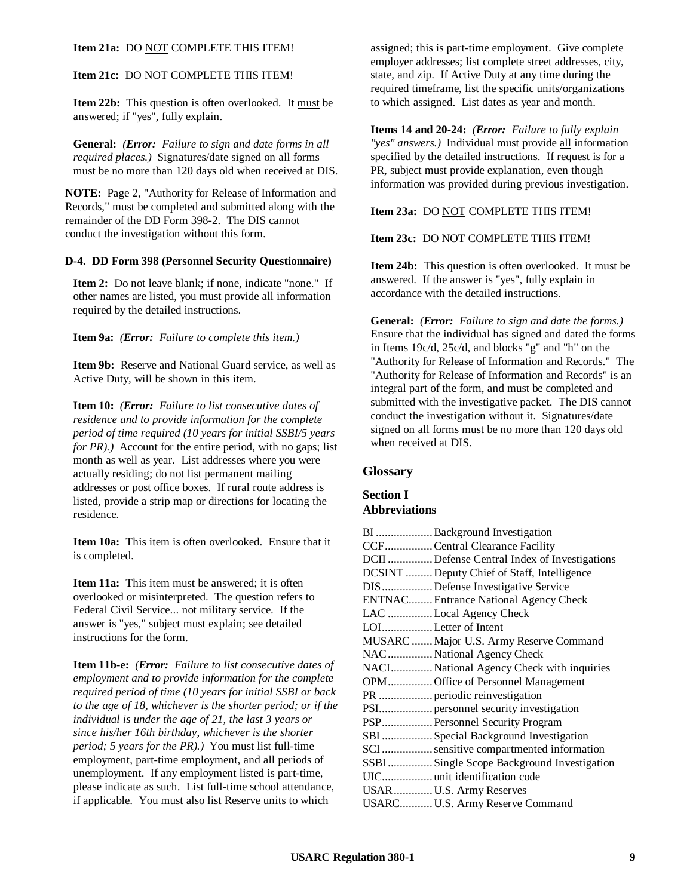**Item 21a:** DO NOT COMPLETE THIS ITEM!

**Item 21c:** DO NOT COMPLETE THIS ITEM!

**Item 22b:** This question is often overlooked. It must be answered; if "yes", fully explain.

**General:** *(**Error:** Failure to sign and date forms in all required places.)* Signatures/date signed on all forms must be no more than 120 days old when received at DIS.

**NOTE:** Page 2, "Authority for Release of Information and Records," must be completed and submitted along with the remainder of the DD Form 398-2. The DIS cannot conduct the investigation without this form.

**D-4. DD Form 398 (Personnel Security Questionnaire)**

**Item 2:** Do not leave blank; if none, indicate "none." If other names are listed, you must provide all information required by the detailed instructions.

**Item 9a:** *(**Error:** Failure to complete this item.)*

**Item 9b:** Reserve and National Guard service, as well as Active Duty, will be shown in this item.

**Item 10:** *(**Error:** Failure to list consecutive dates of residence and to provide information for the complete period of time required (10 years for initial SSBI/5 years for PR).)* Account for the entire period, with no gaps; list month as well as year. List addresses where you were actually residing; do not list permanent mailing addresses or post office boxes. If rural route address is listed, provide a strip map or directions for locating the residence.

**Item 10a:** This item is often overlooked. Ensure that it is completed.

**Item 11a:** This item must be answered; it is often overlooked or misinterpreted. The question refers to Federal Civil Service... not military service. If the answer is "yes," subject must explain; see detailed instructions for the form.

**Item 11b-e:** *(**Error:** Failure to list consecutive dates of employment and to provide information for the complete required period of time (10 years for initial SSBI or back to the age of 18, whichever is the shorter period; or if the individual is under the age of 21, the last 3 years or since his/her 16th birthday, whichever is the shorter period; 5 years for the PR).)* You must list full-time employment, part-time employment, and all periods of unemployment. If any employment listed is part-time, please indicate as such. List full-time school attendance, if applicable. You must also list Reserve units to which assigned; this is part-time employment. Give complete employer addresses; list complete street addresses, city, state, and zip. If Active Duty at any time during the required timeframe, list the specific units/organizations to which assigned. List dates as year and month.

**Items 14 and 20-24:** *(**Error:** Failure to fully explain "yes" answers.)* Individual must provide all information specified by the detailed instructions. If request is for a PR, subject must provide explanation, even though information was provided during previous investigation.

**Item 23a:** DO NOT COMPLETE THIS ITEM!

**Item 23c:** DO NOT COMPLETE THIS ITEM!

**Item 24b:** This question is often overlooked. It must be answered. If the answer is "yes", fully explain in accordance with the detailed instructions.

**General:** *(**Error:** Failure to sign and date the forms.)* Ensure that the individual has signed and dated the forms in Items 19c/d, 25c/d, and blocks "g" and "h" on the "Authority for Release of Information and Records." The "Authority for Release of Information and Records" is an integral part of the form, and must be completed and submitted with the investigative packet. The DIS cannot conduct the investigation without it. Signatures/date signed on all forms must be no more than 120 days old when received at DIS.

## Glossary

### Section I
### Abbreviations

BI ...... Background Investigation
CCF ...... Central Clearance Facility
DCII ...... Defense Central Index of Investigations
DCSINT ...... Deputy Chief of Staff, Intelligence
DIS ...... Defense Investigative Service
ENTNAC ...... Entrance National Agency Check
LAC ...... Local Agency Check
LOI ...... Letter of Intent
MUSARC ...... Major U.S. Army Reserve Command
NAC ...... National Agency Check
NACI ...... National Agency Check with inquiries
OPM ...... Office of Personnel Management
PR ...... periodic reinvestigation
PSI ...... personnel security investigation
PSP ...... Personnel Security Program
SBI ...... Special Background Investigation
SCI ...... sensitive compartmented information
SSBI ...... Single Scope Background Investigation
UIC ...... unit identification code
USAR ...... U.S. Army Reserves
USARC ...... U.S. Army Reserve Command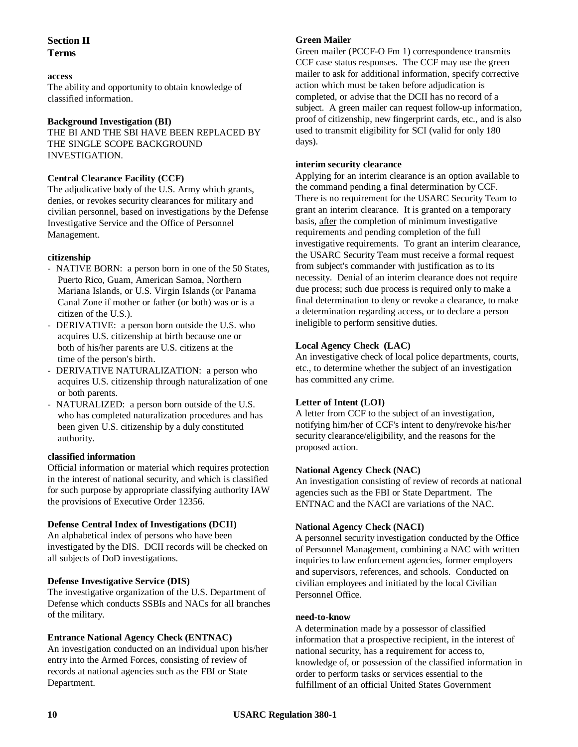## Section II
## Terms

**access**
The ability and opportunity to obtain knowledge of classified information.

**Background Investigation (BI)**
THE BI AND THE SBI HAVE BEEN REPLACED BY THE SINGLE SCOPE BACKGROUND INVESTIGATION.

**Central Clearance Facility (CCF)**
The adjudicative body of the U.S. Army which grants, denies, or revokes security clearances for military and civilian personnel, based on investigations by the Defense Investigative Service and the Office of Personnel Management.

**citizenship**

- NATIVE BORN: a person born in one of the 50 States, Puerto Rico, Guam, American Samoa, Northern Mariana Islands, or U.S. Virgin Islands (or Panama Canal Zone if mother or father (or both) was or is a citizen of the U.S.).
- DERIVATIVE: a person born outside the U.S. who acquires U.S. citizenship at birth because one or both of his/her parents are U.S. citizens at the time of the person's birth.
- DERIVATIVE NATURALIZATION: a person who acquires U.S. citizenship through naturalization of one or both parents.
- NATURALIZED: a person born outside of the U.S. who has completed naturalization procedures and has been given U.S. citizenship by a duly constituted authority.

**classified information**
Official information or material which requires protection in the interest of national security, and which is classified for such purpose by appropriate classifying authority IAW the provisions of Executive Order 12356.

**Defense Central Index of Investigations (DCII)**
An alphabetical index of persons who have been investigated by the DIS. DCII records will be checked on all subjects of DoD investigations.

**Defense Investigative Service (DIS)**
The investigative organization of the U.S. Department of Defense which conducts SSBIs and NACs for all branches of the military.

**Entrance National Agency Check (ENTNAC)**
An investigation conducted on an individual upon his/her entry into the Armed Forces, consisting of review of records at national agencies such as the FBI or State Department.

**Green Mailer**
Green mailer (PCCF-O Fm 1) correspondence transmits CCF case status responses. The CCF may use the green mailer to ask for additional information, specify corrective action which must be taken before adjudication is completed, or advise that the DCII has no record of a subject. A green mailer can request follow-up information, proof of citizenship, new fingerprint cards, etc., and is also used to transmit eligibility for SCI (valid for only 180 days).

**interim security clearance**
Applying for an interim clearance is an option available to the command pending a final determination by CCF. There is no requirement for the USARC Security Team to grant an interim clearance. It is granted on a temporary basis, after the completion of minimum investigative requirements and pending completion of the full investigative requirements. To grant an interim clearance, the USARC Security Team must receive a formal request from subject's commander with justification as to its necessity. Denial of an interim clearance does not require due process; such due process is required only to make a final determination to deny or revoke a clearance, to make a determination regarding access, or to declare a person ineligible to perform sensitive duties.

**Local Agency Check (LAC)**
An investigative check of local police departments, courts, etc., to determine whether the subject of an investigation has committed any crime.

**Letter of Intent (LOI)**
A letter from CCF to the subject of an investigation, notifying him/her of CCF's intent to deny/revoke his/her security clearance/eligibility, and the reasons for the proposed action.

**National Agency Check (NAC)**
An investigation consisting of review of records at national agencies such as the FBI or State Department. The ENTNAC and the NACI are variations of the NAC.

**National Agency Check (NACI)**
A personnel security investigation conducted by the Office of Personnel Management, combining a NAC with written inquiries to law enforcement agencies, former employers and supervisors, references, and schools. Conducted on civilian employees and initiated by the local Civilian Personnel Office.

**need-to-know**
A determination made by a possessor of classified information that a prospective recipient, in the interest of national security, has a requirement for access to, knowledge of, or possession of the classified information in order to perform tasks or services essential to the fulfillment of an official United States Government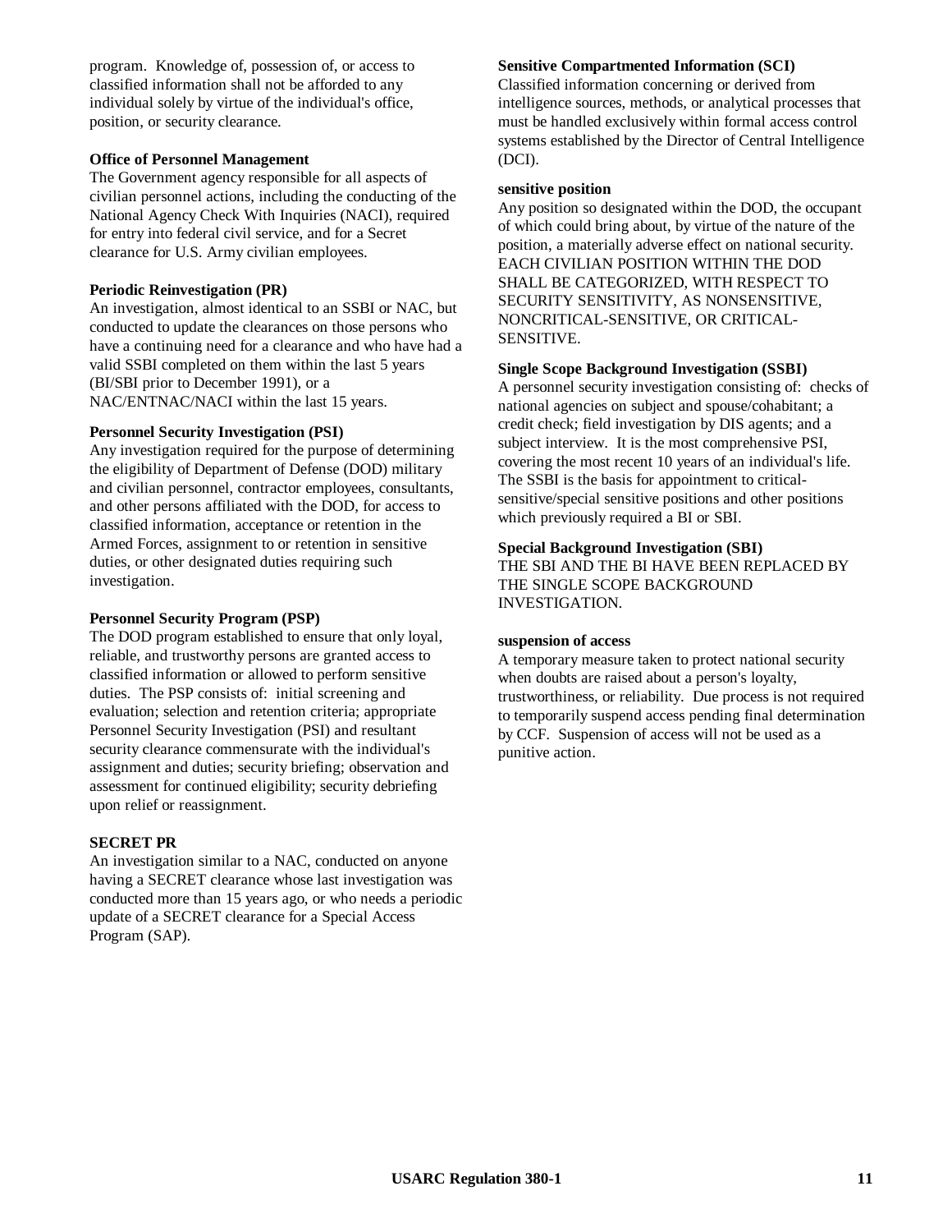program. Knowledge of, possession of, or access to classified information shall not be afforded to any individual solely by virtue of the individual's office, position, or security clearance.

**Office of Personnel Management**
The Government agency responsible for all aspects of civilian personnel actions, including the conducting of the National Agency Check With Inquiries (NACI), required for entry into federal civil service, and for a Secret clearance for U.S. Army civilian employees.

**Periodic Reinvestigation (PR)**
An investigation, almost identical to an SSBI or NAC, but conducted to update the clearances on those persons who have a continuing need for a clearance and who have had a valid SSBI completed on them within the last 5 years (BI/SBI prior to December 1991), or a NAC/ENTNAC/NACI within the last 15 years.

**Personnel Security Investigation (PSI)**
Any investigation required for the purpose of determining the eligibility of Department of Defense (DOD) military and civilian personnel, contractor employees, consultants, and other persons affiliated with the DOD, for access to classified information, acceptance or retention in the Armed Forces, assignment to or retention in sensitive duties, or other designated duties requiring such investigation.

**Personnel Security Program (PSP)**
The DOD program established to ensure that only loyal, reliable, and trustworthy persons are granted access to classified information or allowed to perform sensitive duties. The PSP consists of: initial screening and evaluation; selection and retention criteria; appropriate Personnel Security Investigation (PSI) and resultant security clearance commensurate with the individual's assignment and duties; security briefing; observation and assessment for continued eligibility; security debriefing upon relief or reassignment.

**SECRET PR**
An investigation similar to a NAC, conducted on anyone having a SECRET clearance whose last investigation was conducted more than 15 years ago, or who needs a periodic update of a SECRET clearance for a Special Access Program (SAP).

**Sensitive Compartmented Information (SCI)**
Classified information concerning or derived from intelligence sources, methods, or analytical processes that must be handled exclusively within formal access control systems established by the Director of Central Intelligence (DCI).

**sensitive position**
Any position so designated within the DOD, the occupant of which could bring about, by virtue of the nature of the position, a materially adverse effect on national security. EACH CIVILIAN POSITION WITHIN THE DOD SHALL BE CATEGORIZED, WITH RESPECT TO SECURITY SENSITIVITY, AS NONSENSITIVE, NONCRITICAL-SENSITIVE, OR CRITICAL-SENSITIVE.

**Single Scope Background Investigation (SSBI)**
A personnel security investigation consisting of: checks of national agencies on subject and spouse/cohabitant; a credit check; field investigation by DIS agents; and a subject interview. It is the most comprehensive PSI, covering the most recent 10 years of an individual's life. The SSBI is the basis for appointment to critical-sensitive/special sensitive positions and other positions which previously required a BI or SBI.

**Special Background Investigation (SBI)**
THE SBI AND THE BI HAVE BEEN REPLACED BY THE SINGLE SCOPE BACKGROUND INVESTIGATION.

**suspension of access**
A temporary measure taken to protect national security when doubts are raised about a person's loyalty, trustworthiness, or reliability. Due process is not required to temporarily suspend access pending final determination by CCF. Suspension of access will not be used as a punitive action.